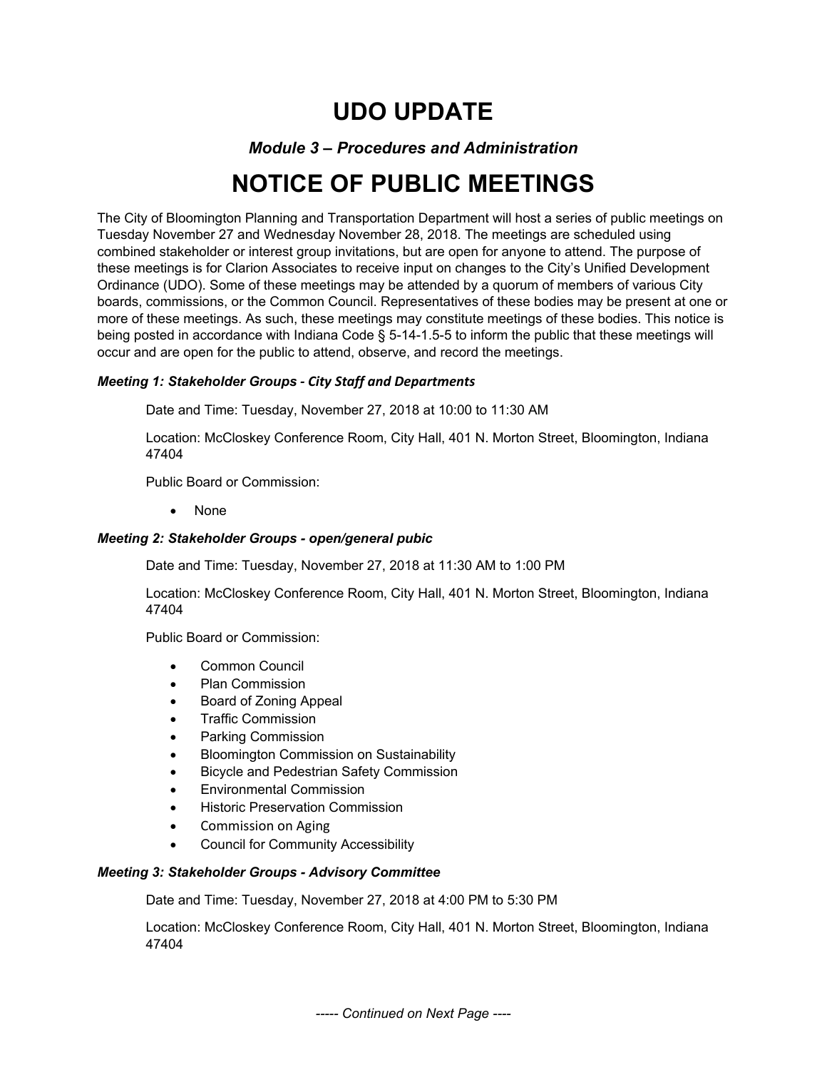# UDO UPDATE

### *Module 3 – Procedures and Administration*

# NOTICE OF PUBLIC MEETINGS

The City of Bloomington Planning and Transportation Department will host a series of public meetings on Tuesday November 27 and Wednesday November 28, 2018. The meetings are scheduled using combined stakeholder or interest group invitations, but are open for anyone to attend. The purpose of these meetings is for Clarion Associates to receive input on changes to the City's Unified Development Ordinance (UDO). Some of these meetings may be attended by a quorum of members of various City boards, commissions, or the Common Council. Representatives of these bodies may be present at one or more of these meetings. As such, these meetings may constitute meetings of these bodies. This notice is being posted in accordance with Indiana Code § 5-14-1.5-5 to inform the public that these meetings will occur and are open for the public to attend, observe, and record the meetings.

***Meeting 1: Stakeholder Groups - City Staff and Departments***

Date and Time: Tuesday, November 27, 2018 at 10:00 to 11:30 AM

Location: McCloskey Conference Room, City Hall, 401 N. Morton Street, Bloomington, Indiana 47404

Public Board or Commission:

- None

***Meeting 2: Stakeholder Groups - open/general pubic***

Date and Time: Tuesday, November 27, 2018 at 11:30 AM to 1:00 PM

Location: McCloskey Conference Room, City Hall, 401 N. Morton Street, Bloomington, Indiana 47404

Public Board or Commission:

- Common Council
- Plan Commission
- Board of Zoning Appeal
- Traffic Commission
- Parking Commission
- Bloomington Commission on Sustainability
- Bicycle and Pedestrian Safety Commission
- Environmental Commission
- Historic Preservation Commission
- Commission on Aging
- Council for Community Accessibility

***Meeting 3: Stakeholder Groups - Advisory Committee***

Date and Time: Tuesday, November 27, 2018 at 4:00 PM to 5:30 PM

Location: McCloskey Conference Room, City Hall, 401 N. Morton Street, Bloomington, Indiana 47404

*----- Continued on Next Page ----*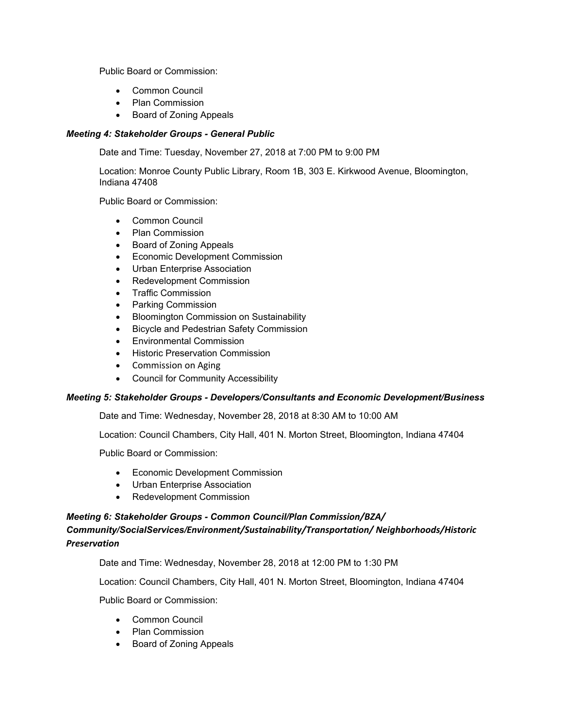Public Board or Commission:

- Common Council
- Plan Commission
- Board of Zoning Appeals

***Meeting 4: Stakeholder Groups - General Public***

Date and Time: Tuesday, November 27, 2018 at 7:00 PM to 9:00 PM

Location: Monroe County Public Library, Room 1B, 303 E. Kirkwood Avenue, Bloomington, Indiana 47408

Public Board or Commission:

- Common Council
- Plan Commission
- Board of Zoning Appeals
- Economic Development Commission
- Urban Enterprise Association
- Redevelopment Commission
- Traffic Commission
- Parking Commission
- Bloomington Commission on Sustainability
- Bicycle and Pedestrian Safety Commission
- Environmental Commission
- Historic Preservation Commission
- Commission on Aging
- Council for Community Accessibility

***Meeting 5: Stakeholder Groups - Developers/Consultants and Economic Development/Business***

Date and Time: Wednesday, November 28, 2018 at 8:30 AM to 10:00 AM

Location: Council Chambers, City Hall, 401 N. Morton Street, Bloomington, Indiana 47404

Public Board or Commission:

- Economic Development Commission
- Urban Enterprise Association
- Redevelopment Commission

***Meeting 6: Stakeholder Groups - Common Council/Plan Commission/BZA/ Community/SocialServices/Environment/Sustainability/Transportation/ Neighborhoods/Historic Preservation***

Date and Time: Wednesday, November 28, 2018 at 12:00 PM to 1:30 PM

Location: Council Chambers, City Hall, 401 N. Morton Street, Bloomington, Indiana 47404

Public Board or Commission:

- Common Council
- Plan Commission
- Board of Zoning Appeals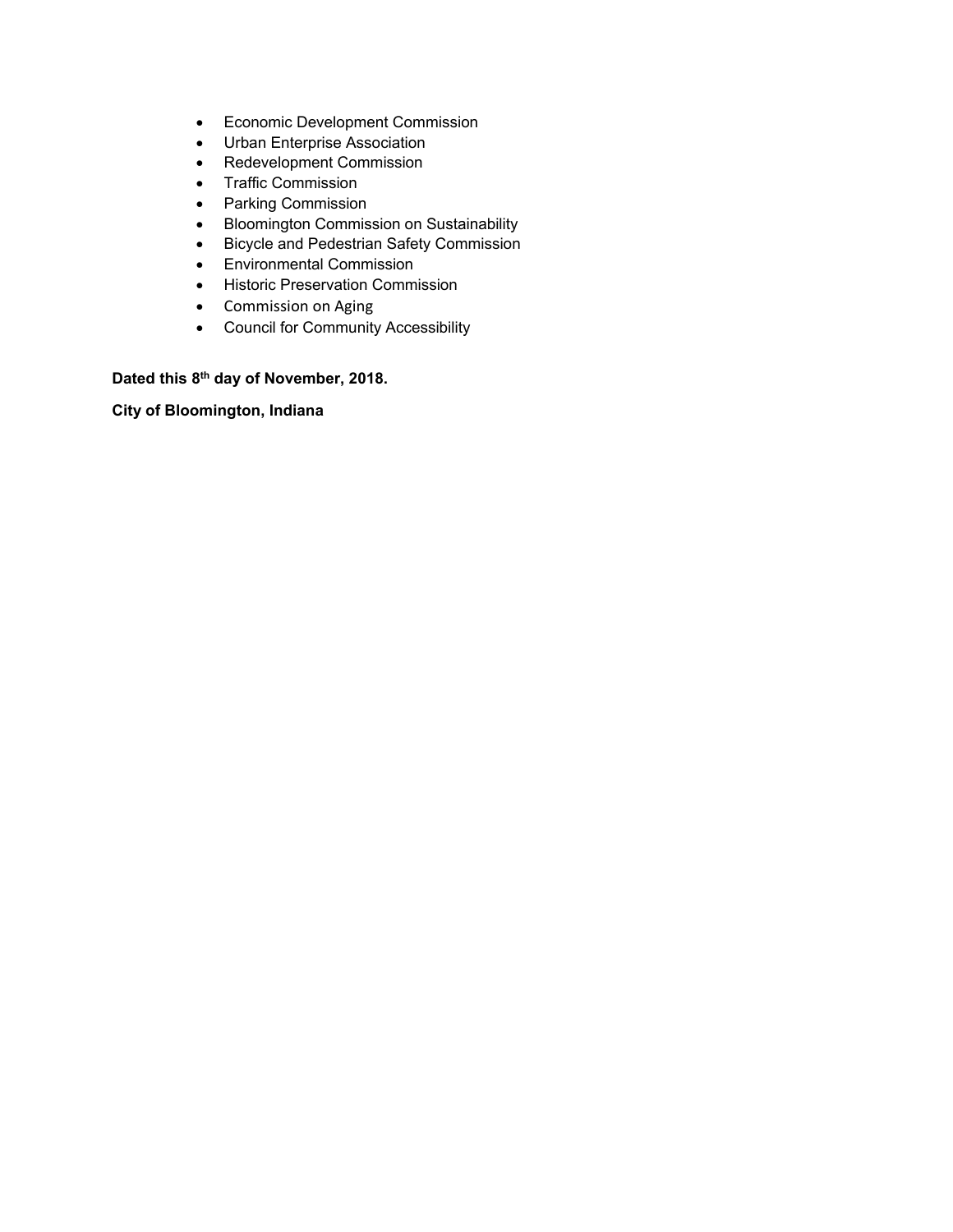- Economic Development Commission
- Urban Enterprise Association
- Redevelopment Commission
- Traffic Commission
- Parking Commission
- Bloomington Commission on Sustainability
- Bicycle and Pedestrian Safety Commission
- Environmental Commission
- Historic Preservation Commission
- Commission on Aging
- Council for Community Accessibility

**Dated this 8th day of November, 2018.**

**City of Bloomington, Indiana**